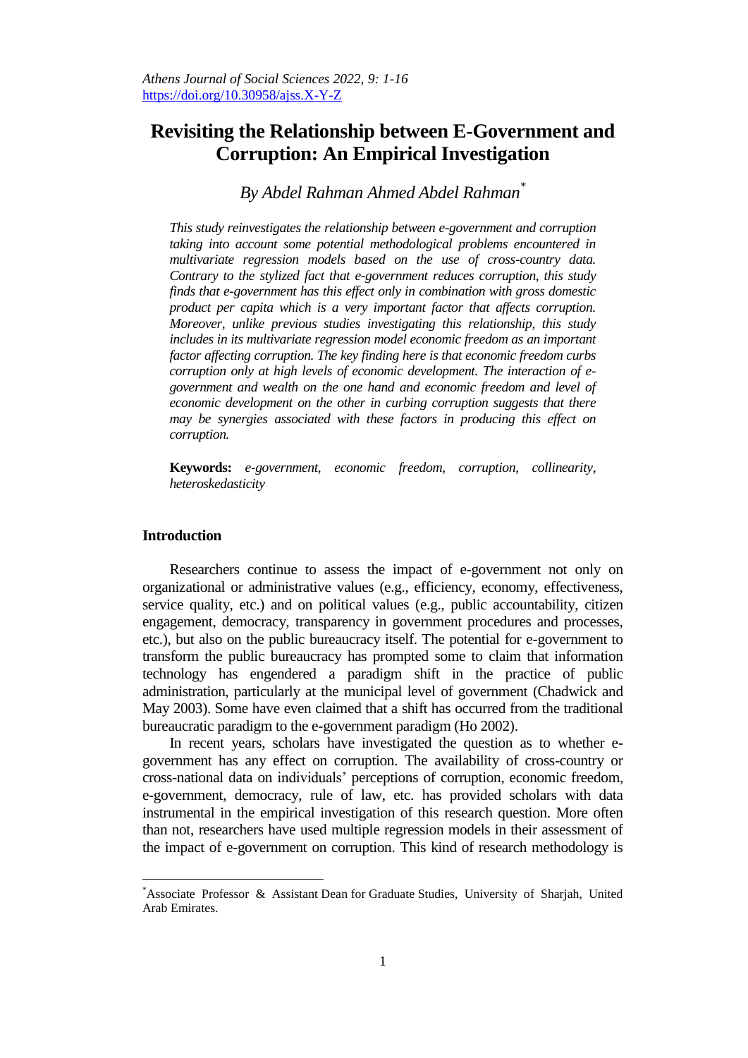# Revisiting the Relationship between E-Government and Corruption: An Empirical Investigation

*By Abdel Rahman Ahmed Abdel Rahman*[*]

*This study reinvestigates the relationship between e-government and corruption taking into account some potential methodological problems encountered in multivariate regression models based on the use of cross-country data. Contrary to the stylized fact that e-government reduces corruption, this study finds that e-government has this effect only in combination with gross domestic product per capita which is a very important factor that affects corruption. Moreover, unlike previous studies investigating this relationship, this study includes in its multivariate regression model economic freedom as an important factor affecting corruption. The key finding here is that economic freedom curbs corruption only at high levels of economic development. The interaction of e-government and wealth on the one hand and economic freedom and level of economic development on the other in curbing corruption suggests that there may be synergies associated with these factors in producing this effect on corruption.*

**Keywords:** *e-government, economic freedom, corruption, collinearity, heteroskedasticity*

## Introduction

Researchers continue to assess the impact of e-government not only on organizational or administrative values (e.g., efficiency, economy, effectiveness, service quality, etc.) and on political values (e.g., public accountability, citizen engagement, democracy, transparency in government procedures and processes, etc.), but also on the public bureaucracy itself. The potential for e-government to transform the public bureaucracy has prompted some to claim that information technology has engendered a paradigm shift in the practice of public administration, particularly at the municipal level of government (Chadwick and May 2003). Some have even claimed that a shift has occurred from the traditional bureaucratic paradigm to the e-government paradigm (Ho 2002).

In recent years, scholars have investigated the question as to whether e-government has any effect on corruption. The availability of cross-country or cross-national data on individuals' perceptions of corruption, economic freedom, e-government, democracy, rule of law, etc. has provided scholars with data instrumental in the empirical investigation of this research question. More often than not, researchers have used multiple regression models in their assessment of the impact of e-government on corruption. This kind of research methodology is

[*]Associate Professor & Assistant Dean for Graduate Studies, University of Sharjah, United Arab Emirates.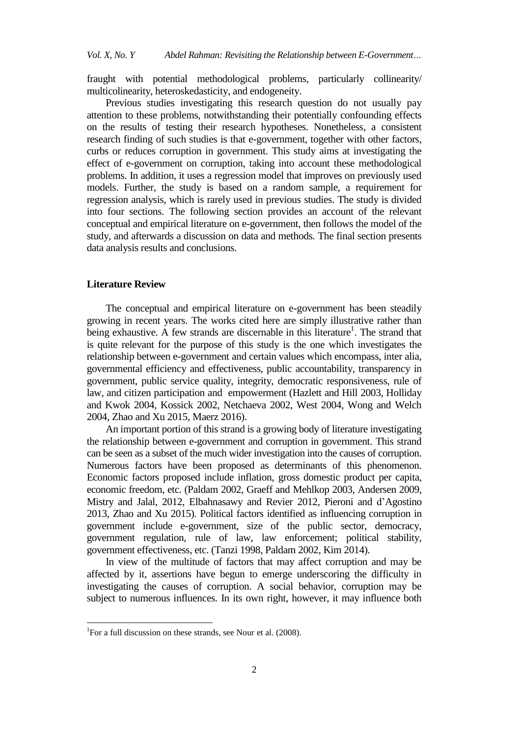fraught with potential methodological problems, particularly collinearity/ multicolinearity, heteroskedasticity, and endogeneity.

Previous studies investigating this research question do not usually pay attention to these problems, notwithstanding their potentially confounding effects on the results of testing their research hypotheses. Nonetheless, a consistent research finding of such studies is that e-government, together with other factors, curbs or reduces corruption in government. This study aims at investigating the effect of e-government on corruption, taking into account these methodological problems. In addition, it uses a regression model that improves on previously used models. Further, the study is based on a random sample, a requirement for regression analysis, which is rarely used in previous studies. The study is divided into four sections. The following section provides an account of the relevant conceptual and empirical literature on e-government, then follows the model of the study, and afterwards a discussion on data and methods. The final section presents data analysis results and conclusions.

## Literature Review

The conceptual and empirical literature on e-government has been steadily growing in recent years. The works cited here are simply illustrative rather than being exhaustive. A few strands are discernable in this literature[1]. The strand that is quite relevant for the purpose of this study is the one which investigates the relationship between e-government and certain values which encompass, inter alia, governmental efficiency and effectiveness, public accountability, transparency in government, public service quality, integrity, democratic responsiveness, rule of law, and citizen participation and empowerment (Hazlett and Hill 2003, Holliday and Kwok 2004, Kossick 2002, Netchaeva 2002, West 2004, Wong and Welch 2004, Zhao and Xu 2015, Maerz 2016).

An important portion of this strand is a growing body of literature investigating the relationship between e-government and corruption in government. This strand can be seen as a subset of the much wider investigation into the causes of corruption. Numerous factors have been proposed as determinants of this phenomenon. Economic factors proposed include inflation, gross domestic product per capita, economic freedom, etc. (Paldam 2002, Graeff and Mehlkop 2003, Andersen 2009, Mistry and Jalal, 2012, Elbahnasawy and Revier 2012, Pieroni and d'Agostino 2013, Zhao and Xu 2015). Political factors identified as influencing corruption in government include e-government, size of the public sector, democracy, government regulation, rule of law, law enforcement; political stability, government effectiveness, etc. (Tanzi 1998, Paldam 2002, Kim 2014).

In view of the multitude of factors that may affect corruption and may be affected by it, assertions have begun to emerge underscoring the difficulty in investigating the causes of corruption. A social behavior, corruption may be subject to numerous influences. In its own right, however, it may influence both

[1]For a full discussion on these strands, see Nour et al. (2008).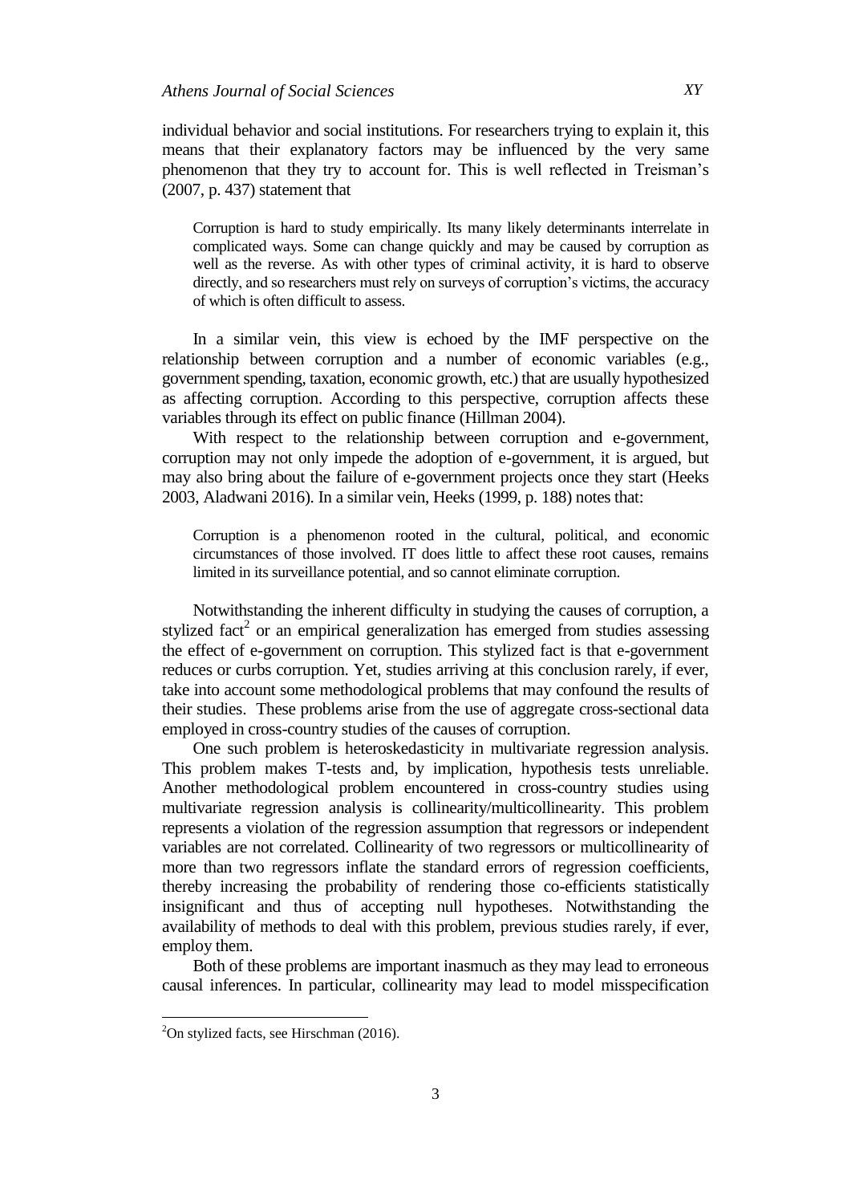individual behavior and social institutions. For researchers trying to explain it, this means that their explanatory factors may be influenced by the very same phenomenon that they try to account for. This is well reflected in Treisman's (2007, p. 437) statement that

> Corruption is hard to study empirically. Its many likely determinants interrelate in complicated ways. Some can change quickly and may be caused by corruption as well as the reverse. As with other types of criminal activity, it is hard to observe directly, and so researchers must rely on surveys of corruption's victims, the accuracy of which is often difficult to assess.

In a similar vein, this view is echoed by the IMF perspective on the relationship between corruption and a number of economic variables (e.g., government spending, taxation, economic growth, etc.) that are usually hypothesized as affecting corruption. According to this perspective, corruption affects these variables through its effect on public finance (Hillman 2004).

With respect to the relationship between corruption and e-government, corruption may not only impede the adoption of e-government, it is argued, but may also bring about the failure of e-government projects once they start (Heeks 2003, Aladwani 2016). In a similar vein, Heeks (1999, p. 188) notes that:

> Corruption is a phenomenon rooted in the cultural, political, and economic circumstances of those involved. IT does little to affect these root causes, remains limited in its surveillance potential, and so cannot eliminate corruption.

Notwithstanding the inherent difficulty in studying the causes of corruption, a stylized fact[2] or an empirical generalization has emerged from studies assessing the effect of e-government on corruption. This stylized fact is that e-government reduces or curbs corruption. Yet, studies arriving at this conclusion rarely, if ever, take into account some methodological problems that may confound the results of their studies. These problems arise from the use of aggregate cross-sectional data employed in cross-country studies of the causes of corruption.

One such problem is heteroskedasticity in multivariate regression analysis. This problem makes T-tests and, by implication, hypothesis tests unreliable. Another methodological problem encountered in cross-country studies using multivariate regression analysis is collinearity/multicollinearity. This problem represents a violation of the regression assumption that regressors or independent variables are not correlated. Collinearity of two regressors or multicollinearity of more than two regressors inflate the standard errors of regression coefficients, thereby increasing the probability of rendering those co-efficients statistically insignificant and thus of accepting null hypotheses. Notwithstanding the availability of methods to deal with this problem, previous studies rarely, if ever, employ them.

Both of these problems are important inasmuch as they may lead to erroneous causal inferences. In particular, collinearity may lead to model misspecification

---

[2]On stylized facts, see Hirschman (2016).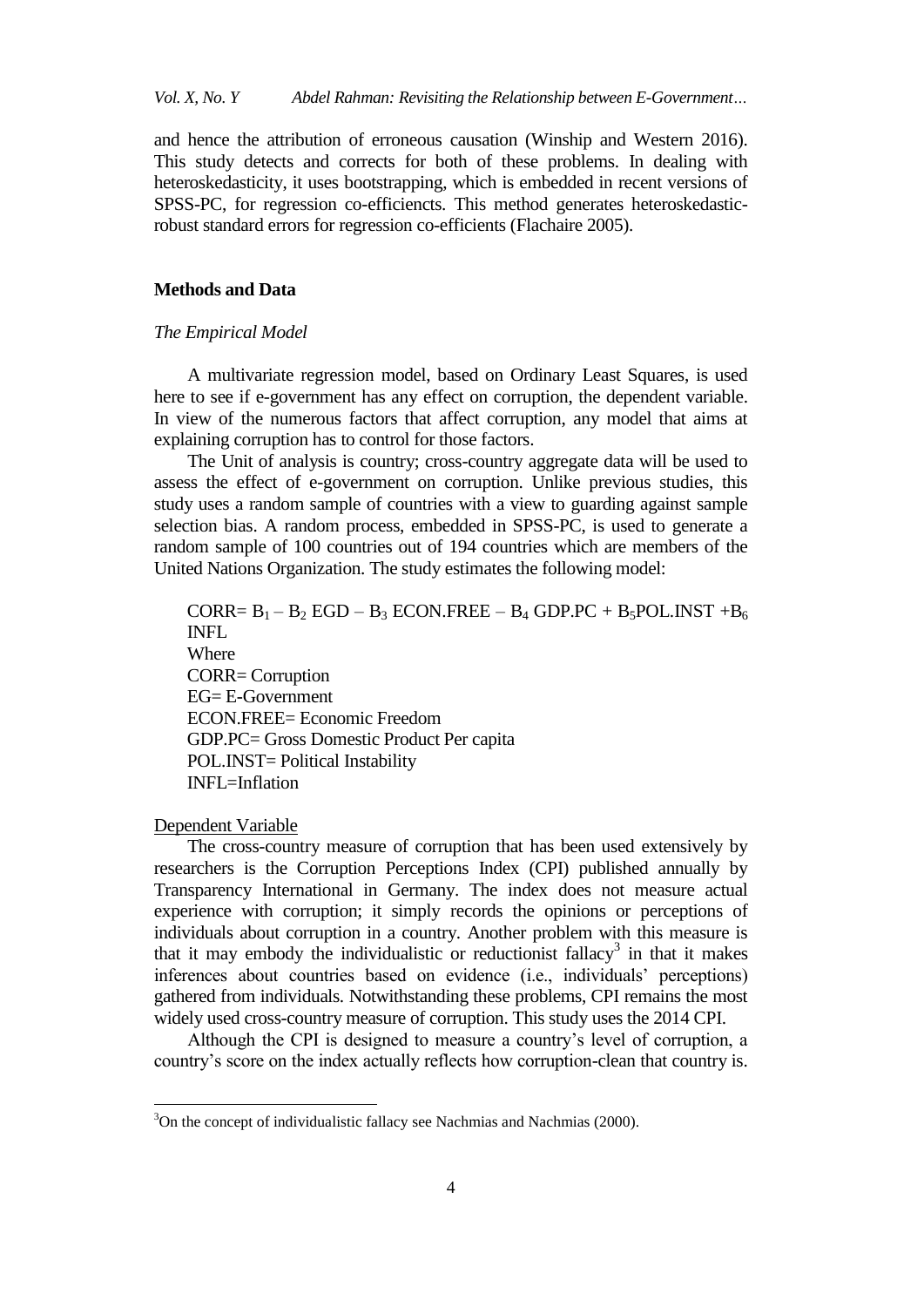and hence the attribution of erroneous causation (Winship and Western 2016). This study detects and corrects for both of these problems. In dealing with heteroskedasticity, it uses bootstrapping, which is embedded in recent versions of SPSS-PC, for regression co-efficiencts. This method generates heteroskedastic-robust standard errors for regression co-efficients (Flachaire 2005).

## Methods and Data

### *The Empirical Model*

A multivariate regression model, based on Ordinary Least Squares, is used here to see if e-government has any effect on corruption, the dependent variable. In view of the numerous factors that affect corruption, any model that aims at explaining corruption has to control for those factors.

The Unit of analysis is country; cross-country aggregate data will be used to assess the effect of e-government on corruption. Unlike previous studies, this study uses a random sample of countries with a view to guarding against sample selection bias. A random process, embedded in SPSS-PC, is used to generate a random sample of 100 countries out of 194 countries which are members of the United Nations Organization. The study estimates the following model:

$$CORR = B_1 - B_2\ EGD - B_3\ ECON.FREE - B_4\ GDP.PC + B_5 POL.INST + B_6\ INFL$$

Where
CORR= Corruption
EG= E-Government
ECON.FREE= Economic Freedom
GDP.PC= Gross Domestic Product Per capita
POL.INST= Political Instability
INFL=Inflation

Dependent Variable

The cross-country measure of corruption that has been used extensively by researchers is the Corruption Perceptions Index (CPI) published annually by Transparency International in Germany. The index does not measure actual experience with corruption; it simply records the opinions or perceptions of individuals about corruption in a country. Another problem with this measure is that it may embody the individualistic or reductionist fallacy[3] in that it makes inferences about countries based on evidence (i.e., individuals' perceptions) gathered from individuals. Notwithstanding these problems, CPI remains the most widely used cross-country measure of corruption. This study uses the 2014 CPI.

Although the CPI is designed to measure a country's level of corruption, a country's score on the index actually reflects how corruption-clean that country is.

[3] On the concept of individualistic fallacy see Nachmias and Nachmias (2000).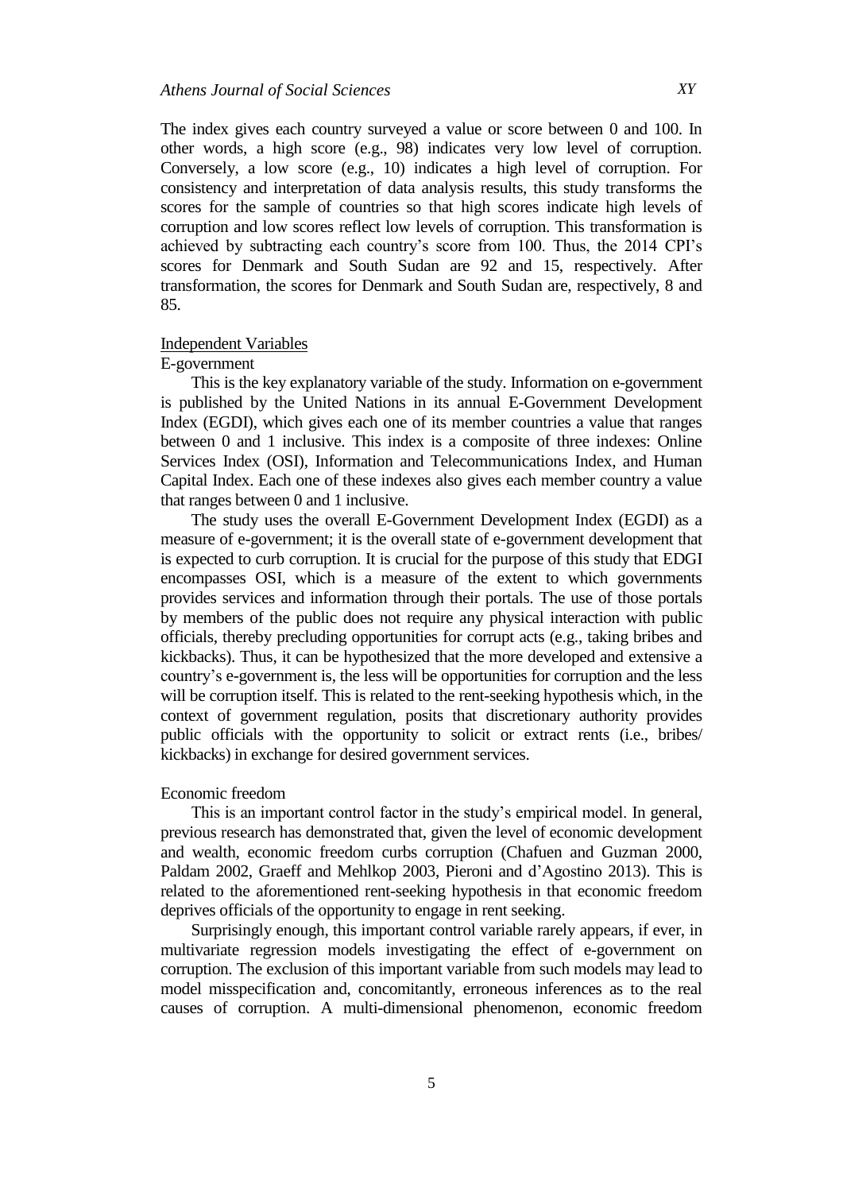The index gives each country surveyed a value or score between 0 and 100. In other words, a high score (e.g., 98) indicates very low level of corruption. Conversely, a low score (e.g., 10) indicates a high level of corruption. For consistency and interpretation of data analysis results, this study transforms the scores for the sample of countries so that high scores indicate high levels of corruption and low scores reflect low levels of corruption. This transformation is achieved by subtracting each country's score from 100. Thus, the 2014 CPI's scores for Denmark and South Sudan are 92 and 15, respectively. After transformation, the scores for Denmark and South Sudan are, respectively, 8 and 85.

Independent Variables

E-government

This is the key explanatory variable of the study. Information on e-government is published by the United Nations in its annual E-Government Development Index (EGDI), which gives each one of its member countries a value that ranges between 0 and 1 inclusive. This index is a composite of three indexes: Online Services Index (OSI), Information and Telecommunications Index, and Human Capital Index. Each one of these indexes also gives each member country a value that ranges between 0 and 1 inclusive.

The study uses the overall E-Government Development Index (EGDI) as a measure of e-government; it is the overall state of e-government development that is expected to curb corruption. It is crucial for the purpose of this study that EDGI encompasses OSI, which is a measure of the extent to which governments provides services and information through their portals. The use of those portals by members of the public does not require any physical interaction with public officials, thereby precluding opportunities for corrupt acts (e.g., taking bribes and kickbacks). Thus, it can be hypothesized that the more developed and extensive a country's e-government is, the less will be opportunities for corruption and the less will be corruption itself. This is related to the rent-seeking hypothesis which, in the context of government regulation, posits that discretionary authority provides public officials with the opportunity to solicit or extract rents (i.e., bribes/ kickbacks) in exchange for desired government services.

Economic freedom

This is an important control factor in the study's empirical model. In general, previous research has demonstrated that, given the level of economic development and wealth, economic freedom curbs corruption (Chafuen and Guzman 2000, Paldam 2002, Graeff and Mehlkop 2003, Pieroni and d'Agostino 2013). This is related to the aforementioned rent-seeking hypothesis in that economic freedom deprives officials of the opportunity to engage in rent seeking.

Surprisingly enough, this important control variable rarely appears, if ever, in multivariate regression models investigating the effect of e-government on corruption. The exclusion of this important variable from such models may lead to model misspecification and, concomitantly, erroneous inferences as to the real causes of corruption. A multi-dimensional phenomenon, economic freedom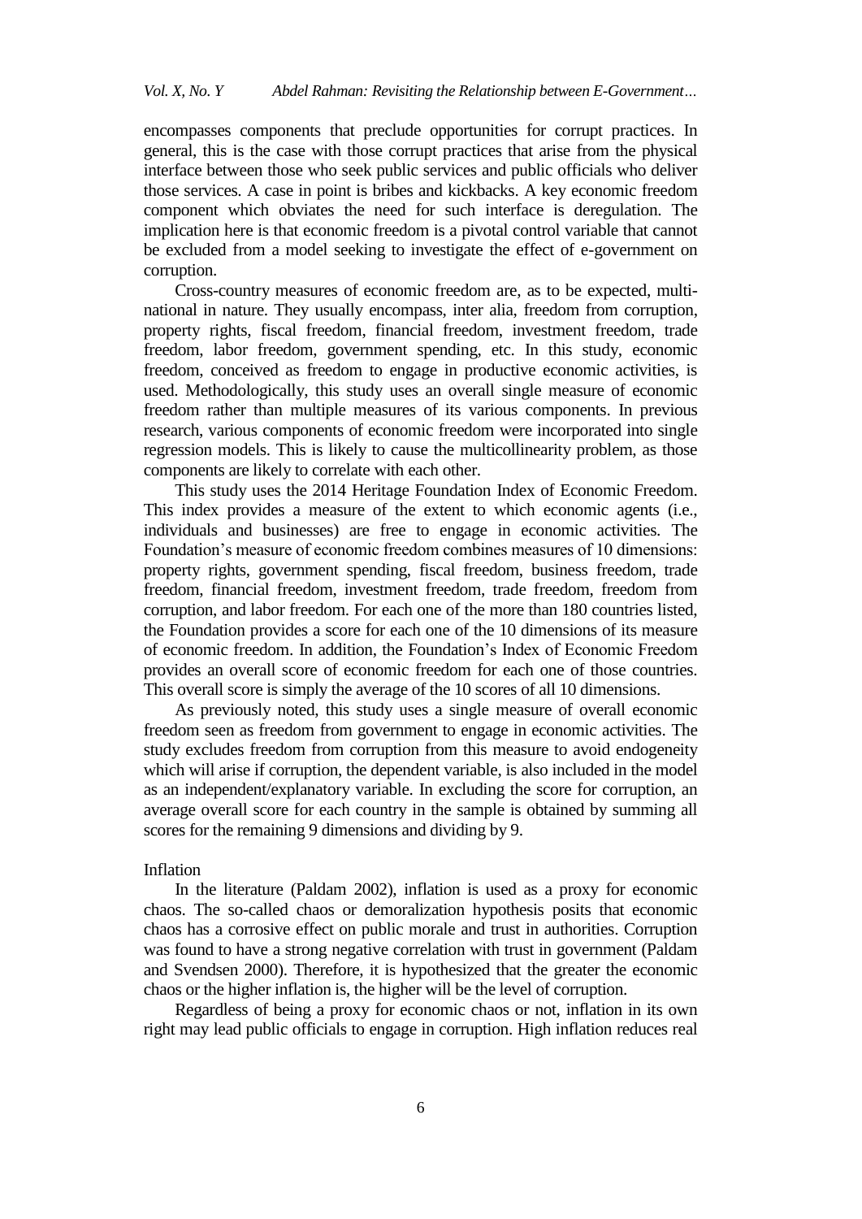encompasses components that preclude opportunities for corrupt practices. In general, this is the case with those corrupt practices that arise from the physical interface between those who seek public services and public officials who deliver those services. A case in point is bribes and kickbacks. A key economic freedom component which obviates the need for such interface is deregulation. The implication here is that economic freedom is a pivotal control variable that cannot be excluded from a model seeking to investigate the effect of e-government on corruption.

Cross-country measures of economic freedom are, as to be expected, multi-national in nature. They usually encompass, inter alia, freedom from corruption, property rights, fiscal freedom, financial freedom, investment freedom, trade freedom, labor freedom, government spending, etc. In this study, economic freedom, conceived as freedom to engage in productive economic activities, is used. Methodologically, this study uses an overall single measure of economic freedom rather than multiple measures of its various components. In previous research, various components of economic freedom were incorporated into single regression models. This is likely to cause the multicollinearity problem, as those components are likely to correlate with each other.

This study uses the 2014 Heritage Foundation Index of Economic Freedom. This index provides a measure of the extent to which economic agents (i.e., individuals and businesses) are free to engage in economic activities. The Foundation's measure of economic freedom combines measures of 10 dimensions: property rights, government spending, fiscal freedom, business freedom, trade freedom, financial freedom, investment freedom, trade freedom, freedom from corruption, and labor freedom. For each one of the more than 180 countries listed, the Foundation provides a score for each one of the 10 dimensions of its measure of economic freedom. In addition, the Foundation's Index of Economic Freedom provides an overall score of economic freedom for each one of those countries. This overall score is simply the average of the 10 scores of all 10 dimensions.

As previously noted, this study uses a single measure of overall economic freedom seen as freedom from government to engage in economic activities. The study excludes freedom from corruption from this measure to avoid endogeneity which will arise if corruption, the dependent variable, is also included in the model as an independent/explanatory variable. In excluding the score for corruption, an average overall score for each country in the sample is obtained by summing all scores for the remaining 9 dimensions and dividing by 9.

Inflation

In the literature (Paldam 2002), inflation is used as a proxy for economic chaos. The so-called chaos or demoralization hypothesis posits that economic chaos has a corrosive effect on public morale and trust in authorities. Corruption was found to have a strong negative correlation with trust in government (Paldam and Svendsen 2000). Therefore, it is hypothesized that the greater the economic chaos or the higher inflation is, the higher will be the level of corruption.

Regardless of being a proxy for economic chaos or not, inflation in its own right may lead public officials to engage in corruption. High inflation reduces real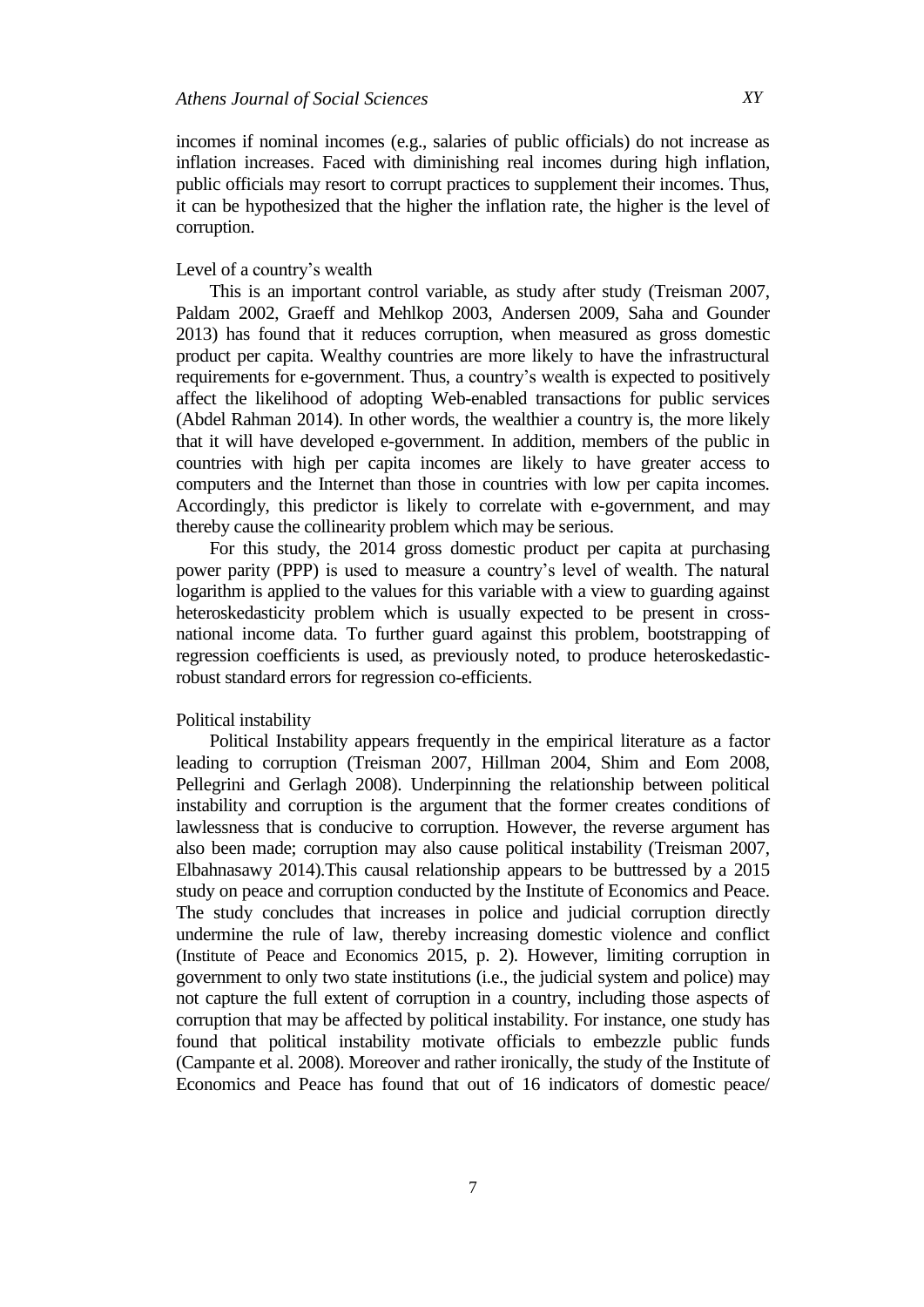incomes if nominal incomes (e.g., salaries of public officials) do not increase as inflation increases. Faced with diminishing real incomes during high inflation, public officials may resort to corrupt practices to supplement their incomes. Thus, it can be hypothesized that the higher the inflation rate, the higher is the level of corruption.

Level of a country's wealth

This is an important control variable, as study after study (Treisman 2007, Paldam 2002, Graeff and Mehlkop 2003, Andersen 2009, Saha and Gounder 2013) has found that it reduces corruption, when measured as gross domestic product per capita. Wealthy countries are more likely to have the infrastructural requirements for e-government. Thus, a country's wealth is expected to positively affect the likelihood of adopting Web-enabled transactions for public services (Abdel Rahman 2014). In other words, the wealthier a country is, the more likely that it will have developed e-government. In addition, members of the public in countries with high per capita incomes are likely to have greater access to computers and the Internet than those in countries with low per capita incomes. Accordingly, this predictor is likely to correlate with e-government, and may thereby cause the collinearity problem which may be serious.

For this study, the 2014 gross domestic product per capita at purchasing power parity (PPP) is used to measure a country's level of wealth. The natural logarithm is applied to the values for this variable with a view to guarding against heteroskedasticity problem which is usually expected to be present in cross-national income data. To further guard against this problem, bootstrapping of regression coefficients is used, as previously noted, to produce heteroskedastic-robust standard errors for regression co-efficients.

Political instability

Political Instability appears frequently in the empirical literature as a factor leading to corruption (Treisman 2007, Hillman 2004, Shim and Eom 2008, Pellegrini and Gerlagh 2008). Underpinning the relationship between political instability and corruption is the argument that the former creates conditions of lawlessness that is conducive to corruption. However, the reverse argument has also been made; corruption may also cause political instability (Treisman 2007, Elbahnasawy 2014).This causal relationship appears to be buttressed by a 2015 study on peace and corruption conducted by the Institute of Economics and Peace. The study concludes that increases in police and judicial corruption directly undermine the rule of law, thereby increasing domestic violence and conflict (Institute of Peace and Economics 2015, p. 2). However, limiting corruption in government to only two state institutions (i.e., the judicial system and police) may not capture the full extent of corruption in a country, including those aspects of corruption that may be affected by political instability. For instance, one study has found that political instability motivate officials to embezzle public funds (Campante et al. 2008). Moreover and rather ironically, the study of the Institute of Economics and Peace has found that out of 16 indicators of domestic peace/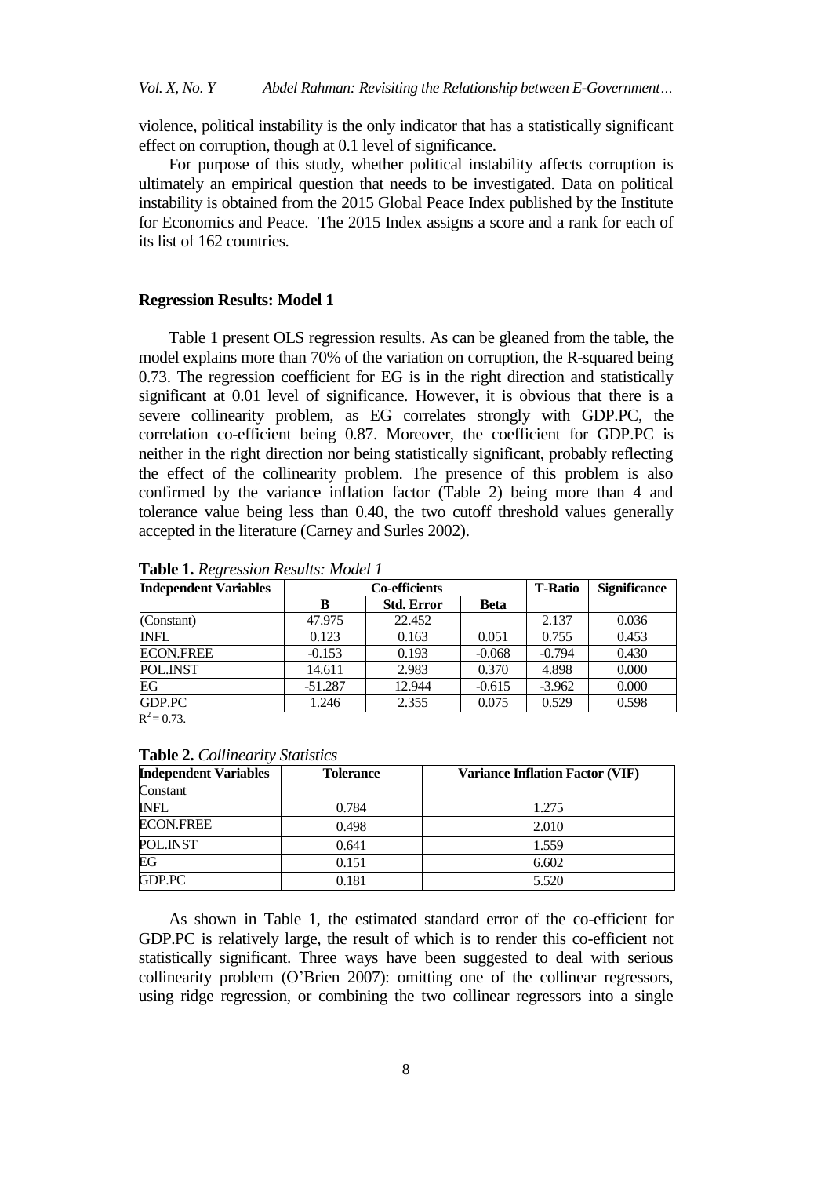violence, political instability is the only indicator that has a statistically significant effect on corruption, though at 0.1 level of significance.

For purpose of this study, whether political instability affects corruption is ultimately an empirical question that needs to be investigated. Data on political instability is obtained from the 2015 Global Peace Index published by the Institute for Economics and Peace. The 2015 Index assigns a score and a rank for each of its list of 162 countries.

### Regression Results: Model 1

Table 1 present OLS regression results. As can be gleaned from the table, the model explains more than 70% of the variation on corruption, the R-squared being 0.73. The regression coefficient for EG is in the right direction and statistically significant at 0.01 level of significance. However, it is obvious that there is a severe collinearity problem, as EG correlates strongly with GDP.PC, the correlation co-efficient being 0.87. Moreover, the coefficient for GDP.PC is neither in the right direction nor being statistically significant, probably reflecting the effect of the collinearity problem. The presence of this problem is also confirmed by the variance inflation factor (Table 2) being more than 4 and tolerance value being less than 0.40, the two cutoff threshold values generally accepted in the literature (Carney and Surles 2002).

**Table 1.** *Regression Results: Model 1*

| Independent Variables | Co-efficients | | | T-Ratio | Significance |
|---|---|---|---|---|---|
| | B | Std. Error | Beta | | |
| (Constant) | 47.975 | 22.452 | | 2.137 | 0.036 |
| INFL | 0.123 | 0.163 | 0.051 | 0.755 | 0.453 |
| ECON.FREE | -0.153 | 0.193 | -0.068 | -0.794 | 0.430 |
| POL.INST | 14.611 | 2.983 | 0.370 | 4.898 | 0.000 |
| EG | -51.287 | 12.944 | -0.615 | -3.962 | 0.000 |
| GDP.PC | 1.246 | 2.355 | 0.075 | 0.529 | 0.598 |

$R^2 = 0.73$.

**Table 2.** *Collinearity Statistics*

| Independent Variables | Tolerance | Variance Inflation Factor (VIF) |
|---|---|---|
| Constant | | |
| INFL | 0.784 | 1.275 |
| ECON.FREE | 0.498 | 2.010 |
| POL.INST | 0.641 | 1.559 |
| EG | 0.151 | 6.602 |
| GDP.PC | 0.181 | 5.520 |

As shown in Table 1, the estimated standard error of the co-efficient for GDP.PC is relatively large, the result of which is to render this co-efficient not statistically significant. Three ways have been suggested to deal with serious collinearity problem (O'Brien 2007): omitting one of the collinear regressors, using ridge regression, or combining the two collinear regressors into a single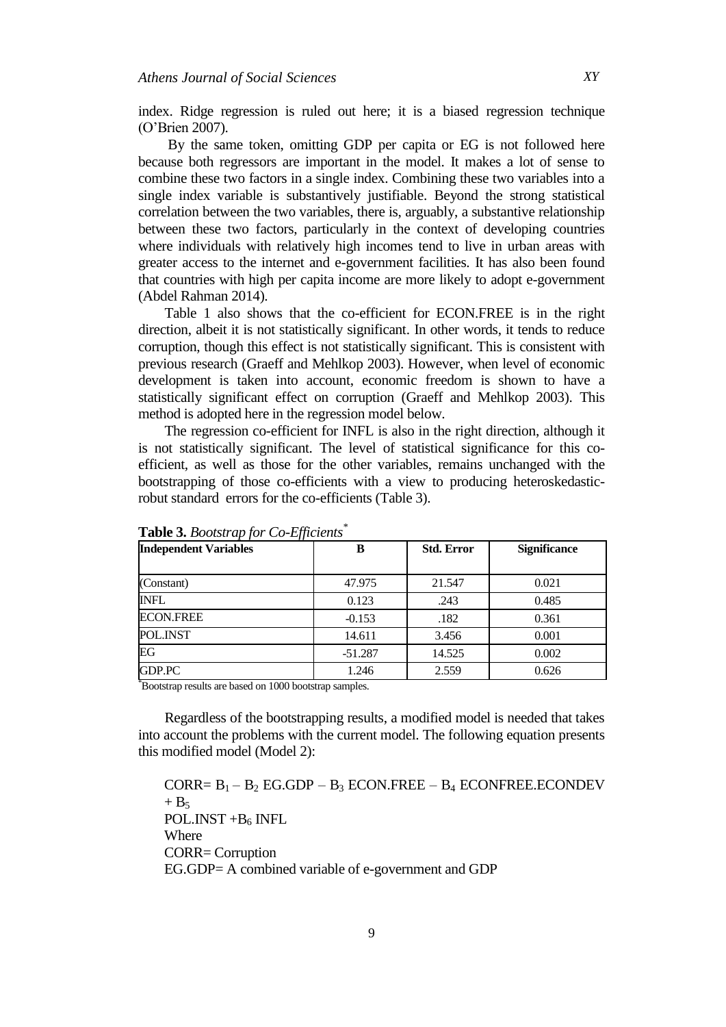index. Ridge regression is ruled out here; it is a biased regression technique (O'Brien 2007).

By the same token, omitting GDP per capita or EG is not followed here because both regressors are important in the model. It makes a lot of sense to combine these two factors in a single index. Combining these two variables into a single index variable is substantively justifiable. Beyond the strong statistical correlation between the two variables, there is, arguably, a substantive relationship between these two factors, particularly in the context of developing countries where individuals with relatively high incomes tend to live in urban areas with greater access to the internet and e-government facilities. It has also been found that countries with high per capita income are more likely to adopt e-government (Abdel Rahman 2014).

Table 1 also shows that the co-efficient for ECON.FREE is in the right direction, albeit it is not statistically significant. In other words, it tends to reduce corruption, though this effect is not statistically significant. This is consistent with previous research (Graeff and Mehlkop 2003). However, when level of economic development is taken into account, economic freedom is shown to have a statistically significant effect on corruption (Graeff and Mehlkop 2003). This method is adopted here in the regression model below.

The regression co-efficient for INFL is also in the right direction, although it is not statistically significant. The level of statistical significance for this co-efficient, as well as those for the other variables, remains unchanged with the bootstrapping of those co-efficients with a view to producing heteroskedastic-robust standard errors for the co-efficients (Table 3).

**Table 3.** *Bootstrap for Co-Efficients*[*]

| Independent Variables | B | Std. Error | Significance |
|---|---|---|---|
| (Constant) | 47.975 | 21.547 | 0.021 |
| INFL | 0.123 | .243 | 0.485 |
| ECON.FREE | -0.153 | .182 | 0.361 |
| POL.INST | 14.611 | 3.456 | 0.001 |
| EG | -51.287 | 14.525 | 0.002 |
| GDP.PC | 1.246 | 2.559 | 0.626 |

[*]Bootstrap results are based on 1000 bootstrap samples.

Regardless of the bootstrapping results, a modified model is needed that takes into account the problems with the current model. The following equation presents this modified model (Model 2):

$$\text{CORR} = B_1 - B_2\ \text{EG.GDP} - B_3\ \text{ECON.FREE} - B_4\ \text{ECONFREE.ECONDEV} + B_5\ \text{POL.INST} + B_6\ \text{INFL}$$

Where

CORR= Corruption

EG.GDP= A combined variable of e-government and GDP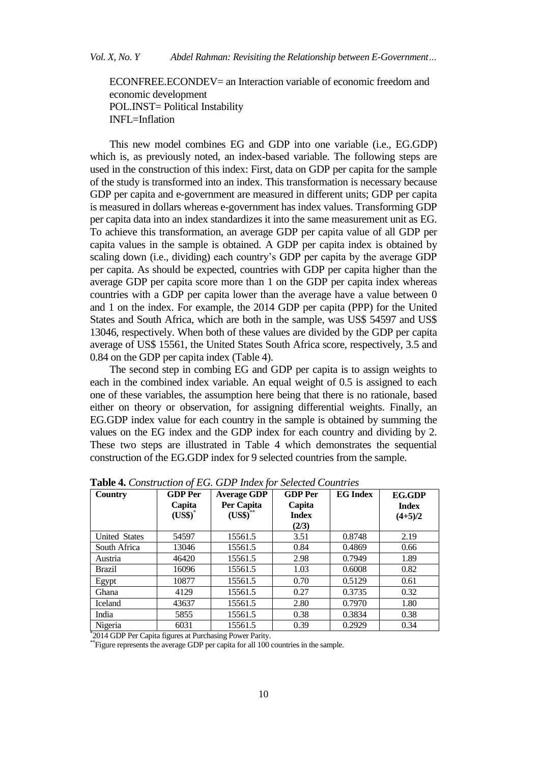ECONFREE.ECONDEV= an Interaction variable of economic freedom and economic development
POL.INST= Political Instability
INFL=Inflation

This new model combines EG and GDP into one variable (i.e., EG.GDP) which is, as previously noted, an index-based variable. The following steps are used in the construction of this index: First, data on GDP per capita for the sample of the study is transformed into an index. This transformation is necessary because GDP per capita and e-government are measured in different units; GDP per capita is measured in dollars whereas e-government has index values. Transforming GDP per capita data into an index standardizes it into the same measurement unit as EG. To achieve this transformation, an average GDP per capita value of all GDP per capita values in the sample is obtained. A GDP per capita index is obtained by scaling down (i.e., dividing) each country's GDP per capita by the average GDP per capita. As should be expected, countries with GDP per capita higher than the average GDP per capita score more than 1 on the GDP per capita index whereas countries with a GDP per capita lower than the average have a value between 0 and 1 on the index. For example, the 2014 GDP per capita (PPP) for the United States and South Africa, which are both in the sample, was US$ 54597 and US$ 13046, respectively. When both of these values are divided by the GDP per capita average of US$ 15561, the United States South Africa score, respectively, 3.5 and 0.84 on the GDP per capita index (Table 4).

The second step in combing EG and GDP per capita is to assign weights to each in the combined index variable. An equal weight of 0.5 is assigned to each one of these variables, the assumption here being that there is no rationale, based either on theory or observation, for assigning differential weights. Finally, an EG.GDP index value for each country in the sample is obtained by summing the values on the EG index and the GDP index for each country and dividing by 2. These two steps are illustrated in Table 4 which demonstrates the sequential construction of the EG.GDP index for 9 selected countries from the sample.

**Table 4.** *Construction of EG. GDP Index for Selected Countries*

| Country | GDP Per Capita (US$)* | Average GDP Per Capita (US$)** | GDP Per Capita Index (2/3) | EG Index | EG.GDP Index (4+5)/2 |
|---|---|---|---|---|---|
| United States | 54597 | 15561.5 | 3.51 | 0.8748 | 2.19 |
| South Africa | 13046 | 15561.5 | 0.84 | 0.4869 | 0.66 |
| Austria | 46420 | 15561.5 | 2.98 | 0.7949 | 1.89 |
| Brazil | 16096 | 15561.5 | 1.03 | 0.6008 | 0.82 |
| Egypt | 10877 | 15561.5 | 0.70 | 0.5129 | 0.61 |
| Ghana | 4129 | 15561.5 | 0.27 | 0.3735 | 0.32 |
| Iceland | 43637 | 15561.5 | 2.80 | 0.7970 | 1.80 |
| India | 5855 | 15561.5 | 0.38 | 0.3834 | 0.38 |
| Nigeria | 6031 | 15561.5 | 0.39 | 0.2929 | 0.34 |

*2014 GDP Per Capita figures at Purchasing Power Parity.
**Figure represents the average GDP per capita for all 100 countries in the sample.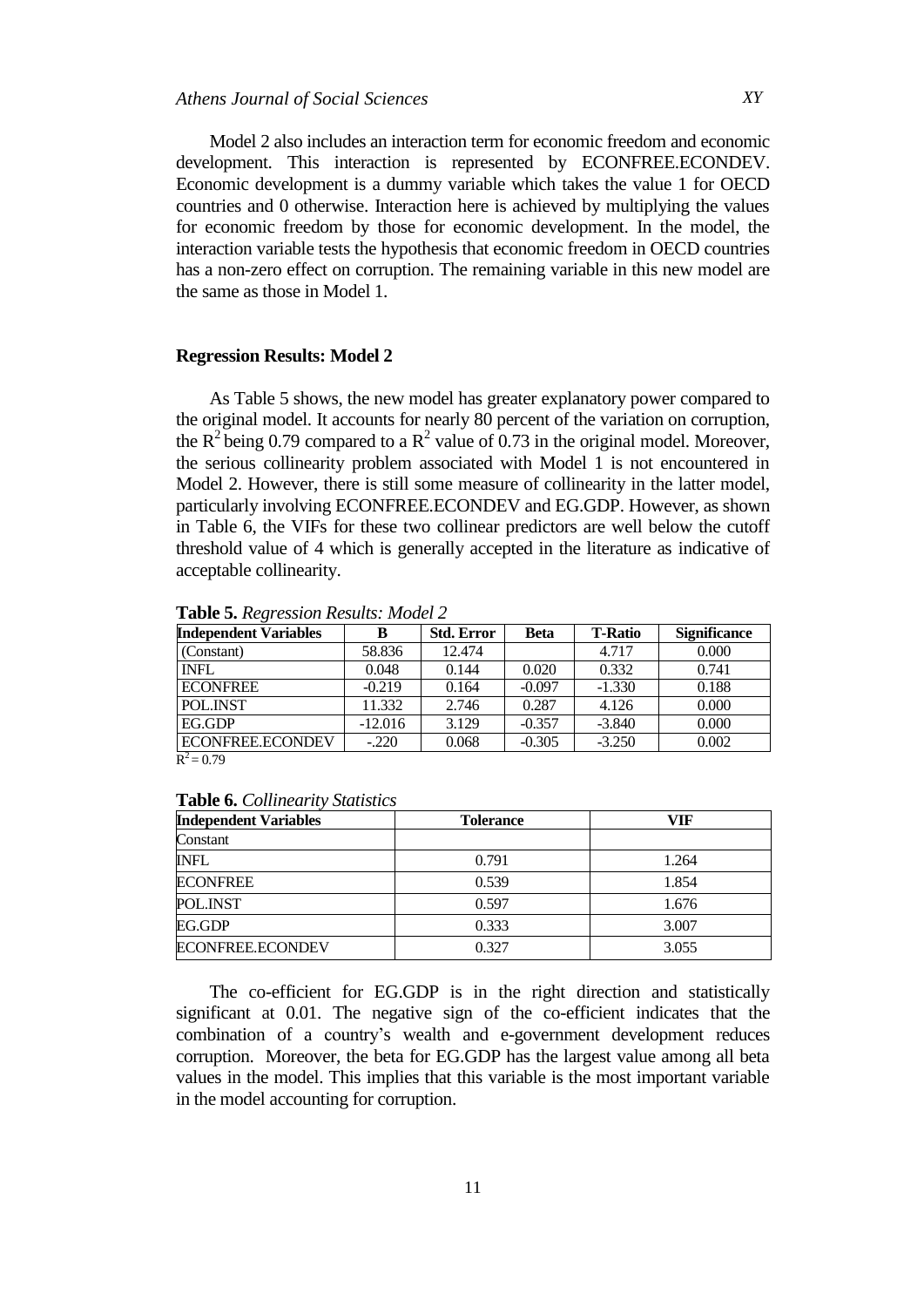Model 2 also includes an interaction term for economic freedom and economic development. This interaction is represented by ECONFREE.ECONDEV. Economic development is a dummy variable which takes the value 1 for OECD countries and 0 otherwise. Interaction here is achieved by multiplying the values for economic freedom by those for economic development. In the model, the interaction variable tests the hypothesis that economic freedom in OECD countries has a non-zero effect on corruption. The remaining variable in this new model are the same as those in Model 1.

### Regression Results: Model 2

As Table 5 shows, the new model has greater explanatory power compared to the original model. It accounts for nearly 80 percent of the variation on corruption, the $R^2$ being 0.79 compared to a $R^2$ value of 0.73 in the original model. Moreover, the serious collinearity problem associated with Model 1 is not encountered in Model 2. However, there is still some measure of collinearity in the latter model, particularly involving ECONFREE.ECONDEV and EG.GDP. However, as shown in Table 6, the VIFs for these two collinear predictors are well below the cutoff threshold value of 4 which is generally accepted in the literature as indicative of acceptable collinearity.

**Table 5.** *Regression Results: Model 2*

| Independent Variables | B | Std. Error | Beta | T-Ratio | Significance |
|---|---|---|---|---|---|
| (Constant) | 58.836 | 12.474 | | 4.717 | 0.000 |
| INFL | 0.048 | 0.144 | 0.020 | 0.332 | 0.741 |
| ECONFREE | -0.219 | 0.164 | -0.097 | -1.330 | 0.188 |
| POL.INST | 11.332 | 2.746 | 0.287 | 4.126 | 0.000 |
| EG.GDP | -12.016 | 3.129 | -0.357 | -3.840 | 0.000 |
| ECONFREE.ECONDEV | -.220 | 0.068 | -0.305 | -3.250 | 0.002 |

$R^2 = 0.79$

**Table 6.** *Collinearity Statistics*

| Independent Variables | Tolerance | VIF |
|---|---|---|
| Constant | | |
| INFL | 0.791 | 1.264 |
| ECONFREE | 0.539 | 1.854 |
| POL.INST | 0.597 | 1.676 |
| EG.GDP | 0.333 | 3.007 |
| ECONFREE.ECONDEV | 0.327 | 3.055 |

The co-efficient for EG.GDP is in the right direction and statistically significant at 0.01. The negative sign of the co-efficient indicates that the combination of a country's wealth and e-government development reduces corruption. Moreover, the beta for EG.GDP has the largest value among all beta values in the model. This implies that this variable is the most important variable in the model accounting for corruption.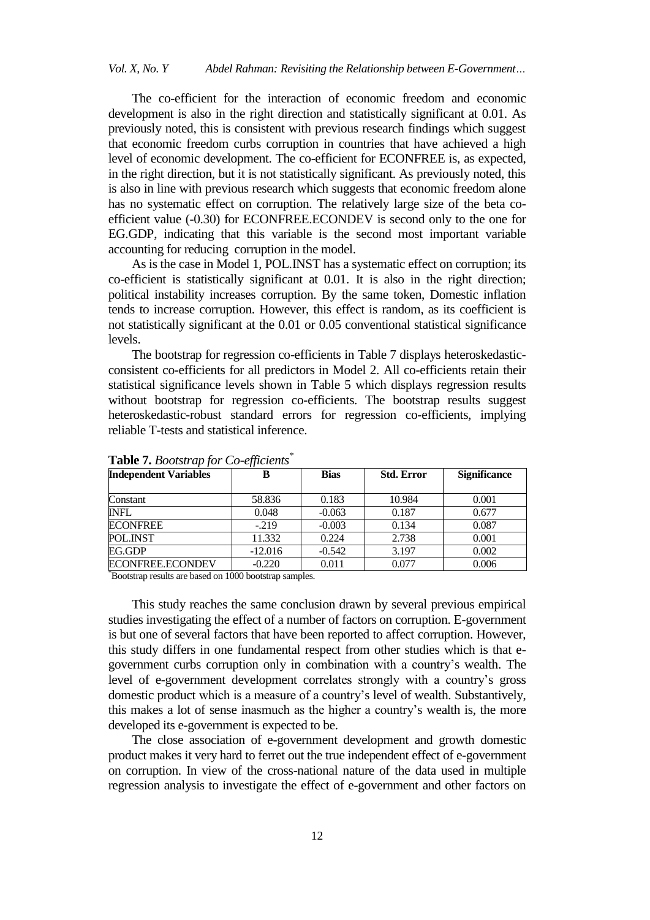The co-efficient for the interaction of economic freedom and economic development is also in the right direction and statistically significant at 0.01. As previously noted, this is consistent with previous research findings which suggest that economic freedom curbs corruption in countries that have achieved a high level of economic development. The co-efficient for ECONFREE is, as expected, in the right direction, but it is not statistically significant. As previously noted, this is also in line with previous research which suggests that economic freedom alone has no systematic effect on corruption. The relatively large size of the beta co-efficient value (-0.30) for ECONFREE.ECONDEV is second only to the one for EG.GDP, indicating that this variable is the second most important variable accounting for reducing corruption in the model.

As is the case in Model 1, POL.INST has a systematic effect on corruption; its co-efficient is statistically significant at 0.01. It is also in the right direction; political instability increases corruption. By the same token, Domestic inflation tends to increase corruption. However, this effect is random, as its coefficient is not statistically significant at the 0.01 or 0.05 conventional statistical significance levels.

The bootstrap for regression co-efficients in Table 7 displays heteroskedastic-consistent co-efficients for all predictors in Model 2. All co-efficients retain their statistical significance levels shown in Table 5 which displays regression results without bootstrap for regression co-efficients. The bootstrap results suggest heteroskedastic-robust standard errors for regression co-efficients, implying reliable T-tests and statistical inference.

**Table 7.** *Bootstrap for Co-efficients*[*]

| Independent Variables | B | Bias | Std. Error | Significance |
|---|---|---|---|---|
| Constant | 58.836 | 0.183 | 10.984 | 0.001 |
| INFL | 0.048 | -0.063 | 0.187 | 0.677 |
| ECONFREE | -.219 | -0.003 | 0.134 | 0.087 |
| POL.INST | 11.332 | 0.224 | 2.738 | 0.001 |
| EG.GDP | -12.016 | -0.542 | 3.197 | 0.002 |
| ECONFREE.ECONDEV | -0.220 | 0.011 | 0.077 | 0.006 |

[*]Bootstrap results are based on 1000 bootstrap samples.

This study reaches the same conclusion drawn by several previous empirical studies investigating the effect of a number of factors on corruption. E-government is but one of several factors that have been reported to affect corruption. However, this study differs in one fundamental respect from other studies which is that e-government curbs corruption only in combination with a country's wealth. The level of e-government development correlates strongly with a country's gross domestic product which is a measure of a country's level of wealth. Substantively, this makes a lot of sense inasmuch as the higher a country's wealth is, the more developed its e-government is expected to be.

The close association of e-government development and growth domestic product makes it very hard to ferret out the true independent effect of e-government on corruption. In view of the cross-national nature of the data used in multiple regression analysis to investigate the effect of e-government and other factors on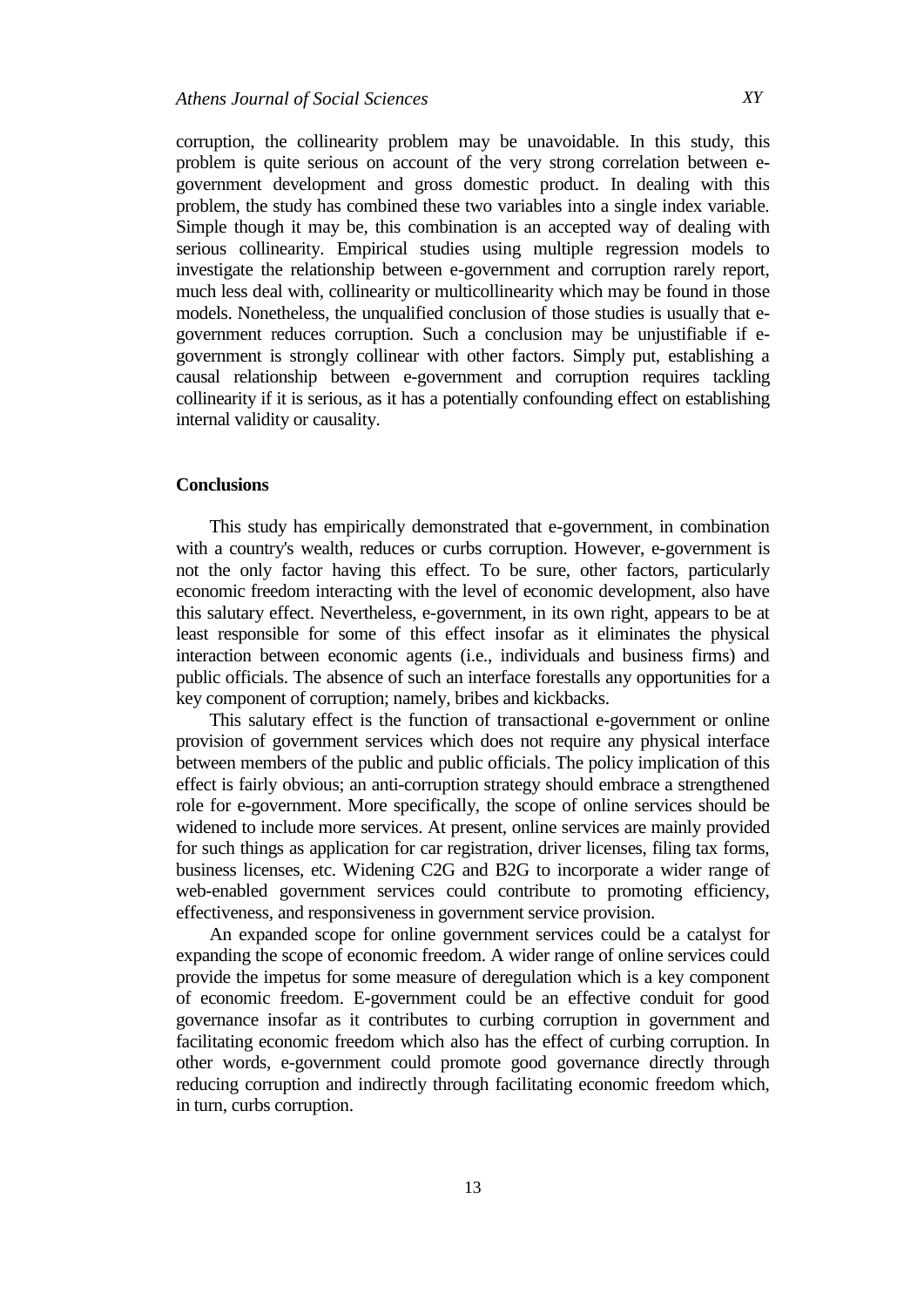corruption, the collinearity problem may be unavoidable. In this study, this problem is quite serious on account of the very strong correlation between e-government development and gross domestic product. In dealing with this problem, the study has combined these two variables into a single index variable. Simple though it may be, this combination is an accepted way of dealing with serious collinearity. Empirical studies using multiple regression models to investigate the relationship between e-government and corruption rarely report, much less deal with, collinearity or multicollinearity which may be found in those models. Nonetheless, the unqualified conclusion of those studies is usually that e-government reduces corruption. Such a conclusion may be unjustifiable if e-government is strongly collinear with other factors. Simply put, establishing a causal relationship between e-government and corruption requires tackling collinearity if it is serious, as it has a potentially confounding effect on establishing internal validity or causality.

## Conclusions

This study has empirically demonstrated that e-government, in combination with a country's wealth, reduces or curbs corruption. However, e-government is not the only factor having this effect. To be sure, other factors, particularly economic freedom interacting with the level of economic development, also have this salutary effect. Nevertheless, e-government, in its own right, appears to be at least responsible for some of this effect insofar as it eliminates the physical interaction between economic agents (i.e., individuals and business firms) and public officials. The absence of such an interface forestalls any opportunities for a key component of corruption; namely, bribes and kickbacks.

This salutary effect is the function of transactional e-government or online provision of government services which does not require any physical interface between members of the public and public officials. The policy implication of this effect is fairly obvious; an anti-corruption strategy should embrace a strengthened role for e-government. More specifically, the scope of online services should be widened to include more services. At present, online services are mainly provided for such things as application for car registration, driver licenses, filing tax forms, business licenses, etc. Widening C2G and B2G to incorporate a wider range of web-enabled government services could contribute to promoting efficiency, effectiveness, and responsiveness in government service provision.

An expanded scope for online government services could be a catalyst for expanding the scope of economic freedom. A wider range of online services could provide the impetus for some measure of deregulation which is a key component of economic freedom. E-government could be an effective conduit for good governance insofar as it contributes to curbing corruption in government and facilitating economic freedom which also has the effect of curbing corruption. In other words, e-government could promote good governance directly through reducing corruption and indirectly through facilitating economic freedom which, in turn, curbs corruption.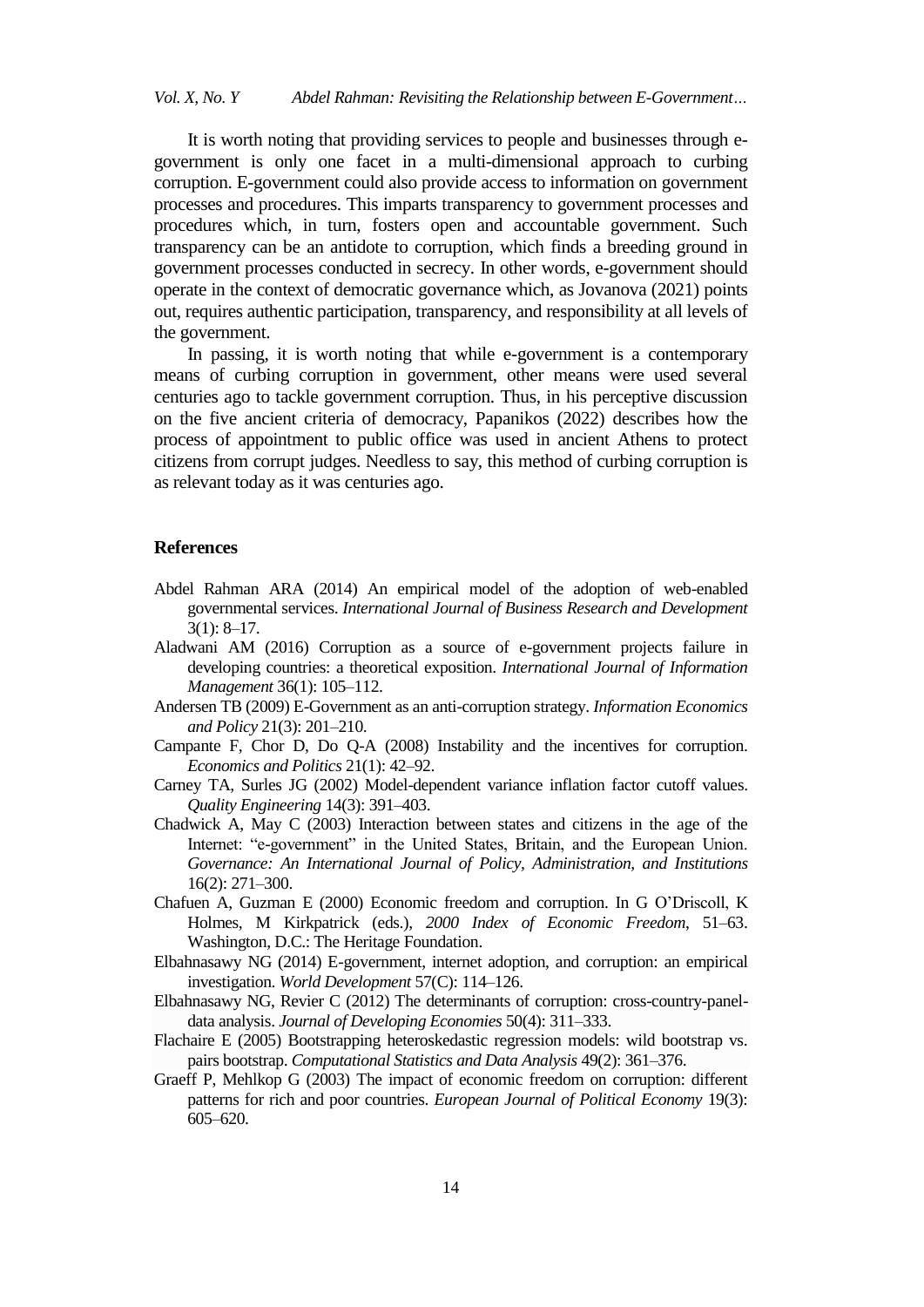It is worth noting that providing services to people and businesses through e-government is only one facet in a multi-dimensional approach to curbing corruption. E-government could also provide access to information on government processes and procedures. This imparts transparency to government processes and procedures which, in turn, fosters open and accountable government. Such transparency can be an antidote to corruption, which finds a breeding ground in government processes conducted in secrecy. In other words, e-government should operate in the context of democratic governance which, as Jovanova (2021) points out, requires authentic participation, transparency, and responsibility at all levels of the government.

In passing, it is worth noting that while e-government is a contemporary means of curbing corruption in government, other means were used several centuries ago to tackle government corruption. Thus, in his perceptive discussion on the five ancient criteria of democracy, Papanikos (2022) describes how the process of appointment to public office was used in ancient Athens to protect citizens from corrupt judges. Needless to say, this method of curbing corruption is as relevant today as it was centuries ago.

## References

Abdel Rahman ARA (2014) An empirical model of the adoption of web-enabled governmental services. *International Journal of Business Research and Development* 3(1): 8–17.

Aladwani AM (2016) Corruption as a source of e-government projects failure in developing countries: a theoretical exposition. *International Journal of Information Management* 36(1): 105–112.

Andersen TB (2009) E-Government as an anti-corruption strategy. *Information Economics and Policy* 21(3): 201–210.

Campante F, Chor D, Do Q-A (2008) Instability and the incentives for corruption. *Economics and Politics* 21(1): 42–92.

Carney TA, Surles JG (2002) Model-dependent variance inflation factor cutoff values. *Quality Engineering* 14(3): 391–403.

Chadwick A, May C (2003) Interaction between states and citizens in the age of the Internet: "e-government" in the United States, Britain, and the European Union. *Governance: An International Journal of Policy, Administration, and Institutions* 16(2): 271–300.

Chafuen A, Guzman E (2000) Economic freedom and corruption. In G O'Driscoll, K Holmes, M Kirkpatrick (eds.), *2000 Index of Economic Freedom*, 51–63. Washington, D.C.: The Heritage Foundation.

Elbahnasawy NG (2014) E-government, internet adoption, and corruption: an empirical investigation. *World Development* 57(C): 114–126.

Elbahnasawy NG, Revier C (2012) The determinants of corruption: cross-country-panel-data analysis. *Journal of Developing Economies* 50(4): 311–333.

Flachaire E (2005) Bootstrapping heteroskedastic regression models: wild bootstrap vs. pairs bootstrap. *Computational Statistics and Data Analysis* 49(2): 361–376.

Graeff P, Mehlkop G (2003) The impact of economic freedom on corruption: different patterns for rich and poor countries. *European Journal of Political Economy* 19(3): 605–620.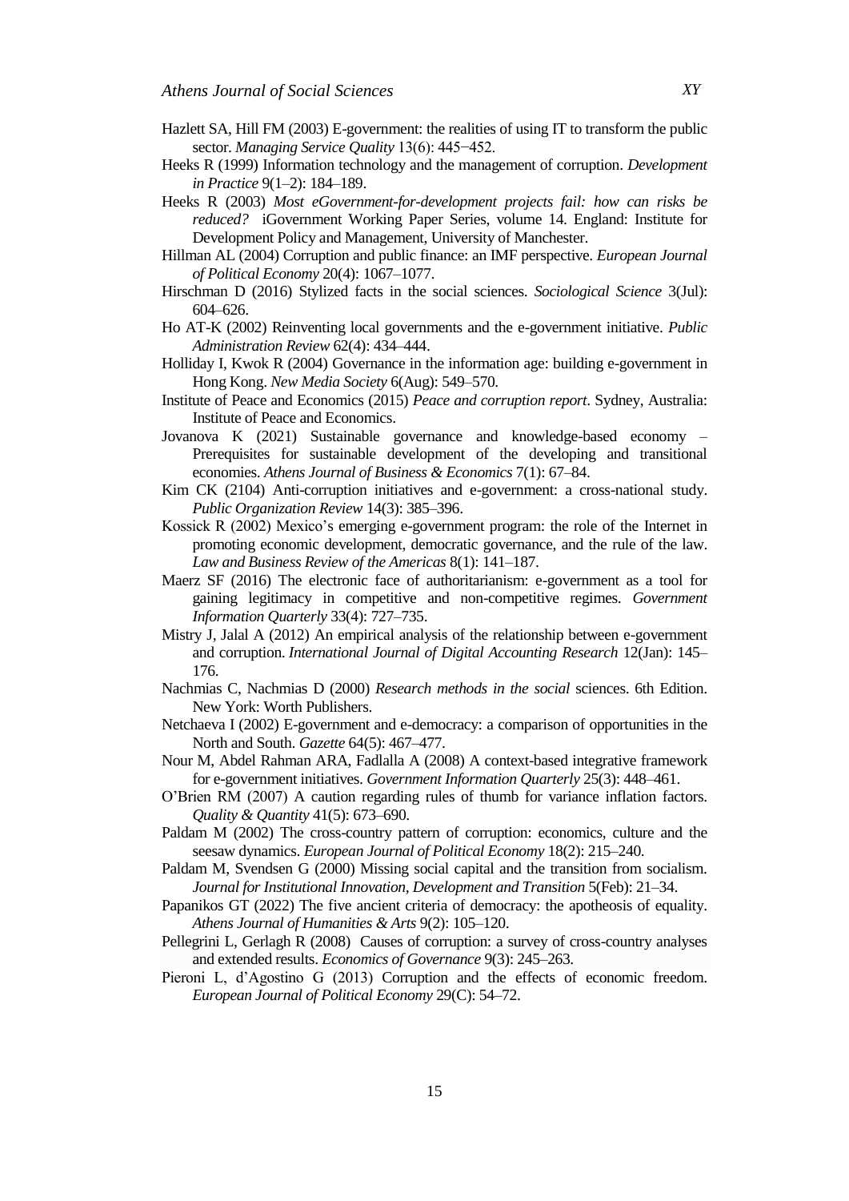Hazlett SA, Hill FM (2003) E-government: the realities of using IT to transform the public sector. *Managing Service Quality* 13(6): 445−452.

Heeks R (1999) Information technology and the management of corruption. *Development in Practice* 9(1–2): 184–189.

Heeks R (2003) *Most eGovernment-for-development projects fail: how can risks be reduced?* iGovernment Working Paper Series, volume 14. England: Institute for Development Policy and Management, University of Manchester.

Hillman AL (2004) Corruption and public finance: an IMF perspective. *European Journal of Political Economy* 20(4): 1067–1077.

Hirschman D (2016) Stylized facts in the social sciences. *Sociological Science* 3(Jul): 604–626.

Ho AT-K (2002) Reinventing local governments and the e-government initiative. *Public Administration Review* 62(4): 434–444.

Holliday I, Kwok R (2004) Governance in the information age: building e-government in Hong Kong. *New Media Society* 6(Aug): 549–570.

Institute of Peace and Economics (2015) *Peace and corruption report*. Sydney, Australia: Institute of Peace and Economics.

Jovanova K (2021) Sustainable governance and knowledge-based economy – Prerequisites for sustainable development of the developing and transitional economies. *Athens Journal of Business & Economics* 7(1): 67–84.

Kim CK (2104) Anti-corruption initiatives and e-government: a cross-national study. *Public Organization Review* 14(3): 385–396.

Kossick R (2002) Mexico's emerging e-government program: the role of the Internet in promoting economic development, democratic governance, and the rule of the law. *Law and Business Review of the Americas* 8(1): 141–187.

Maerz SF (2016) The electronic face of authoritarianism: e-government as a tool for gaining legitimacy in competitive and non-competitive regimes. *Government Information Quarterly* 33(4): 727–735.

Mistry J, Jalal A (2012) An empirical analysis of the relationship between e-government and corruption. *International Journal of Digital Accounting Research* 12(Jan): 145–176.

Nachmias C, Nachmias D (2000) *Research methods in the social* sciences. 6th Edition. New York: Worth Publishers.

Netchaeva I (2002) E-government and e-democracy: a comparison of opportunities in the North and South. *Gazette* 64(5): 467–477.

Nour M, Abdel Rahman ARA, Fadlalla A (2008) A context-based integrative framework for e-government initiatives. *Government Information Quarterly* 25(3): 448–461.

O'Brien RM (2007) A caution regarding rules of thumb for variance inflation factors. *Quality & Quantity* 41(5): 673–690.

Paldam M (2002) The cross-country pattern of corruption: economics, culture and the seesaw dynamics. *European Journal of Political Economy* 18(2): 215–240.

Paldam M, Svendsen G (2000) Missing social capital and the transition from socialism. *Journal for Institutional Innovation, Development and Transition* 5(Feb): 21–34.

Papanikos GT (2022) The five ancient criteria of democracy: the apotheosis of equality. *Athens Journal of Humanities & Arts* 9(2): 105–120.

Pellegrini L, Gerlagh R (2008) Causes of corruption: a survey of cross-country analyses and extended results. *Economics of Governance* 9(3): 245–263.

Pieroni L, d'Agostino G (2013) Corruption and the effects of economic freedom. *European Journal of Political Economy* 29(C): 54–72.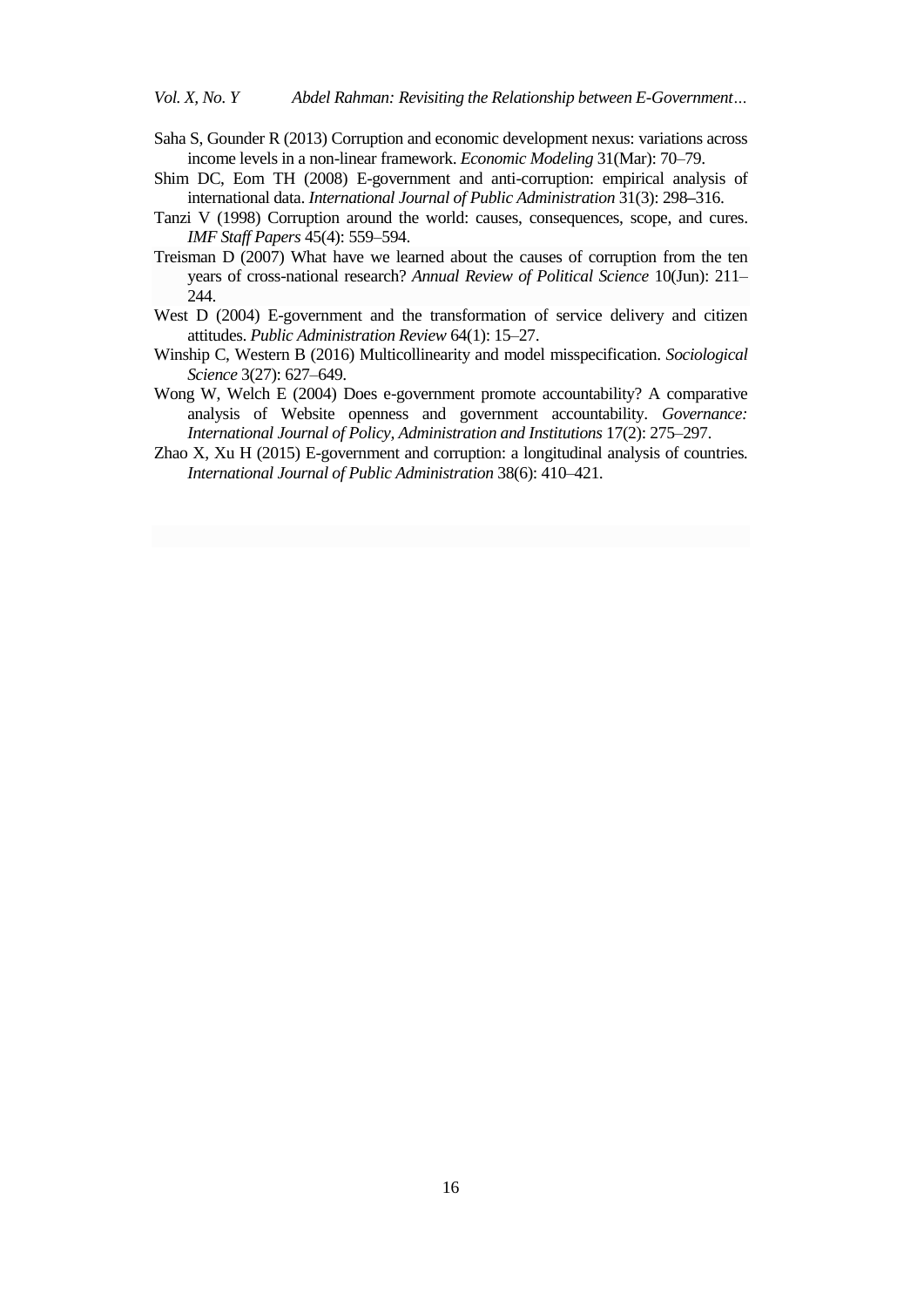Saha S, Gounder R (2013) Corruption and economic development nexus: variations across income levels in a non-linear framework. *Economic Modeling* 31(Mar): 70–79.

Shim DC, Eom TH (2008) E-government and anti-corruption: empirical analysis of international data. *International Journal of Public Administration* 31(3): 298–316.

Tanzi V (1998) Corruption around the world: causes, consequences, scope, and cures. *IMF Staff Papers* 45(4): 559–594.

Treisman D (2007) What have we learned about the causes of corruption from the ten years of cross-national research? *Annual Review of Political Science* 10(Jun): 211–244.

West D (2004) E-government and the transformation of service delivery and citizen attitudes. *Public Administration Review* 64(1): 15–27.

Winship C, Western B (2016) Multicollinearity and model misspecification. *Sociological Science* 3(27): 627–649.

Wong W, Welch E (2004) Does e-government promote accountability? A comparative analysis of Website openness and government accountability. *Governance: International Journal of Policy, Administration and Institutions* 17(2): 275–297.

Zhao X, Xu H (2015) E-government and corruption: a longitudinal analysis of countries. *International Journal of Public Administration* 38(6): 410–421.